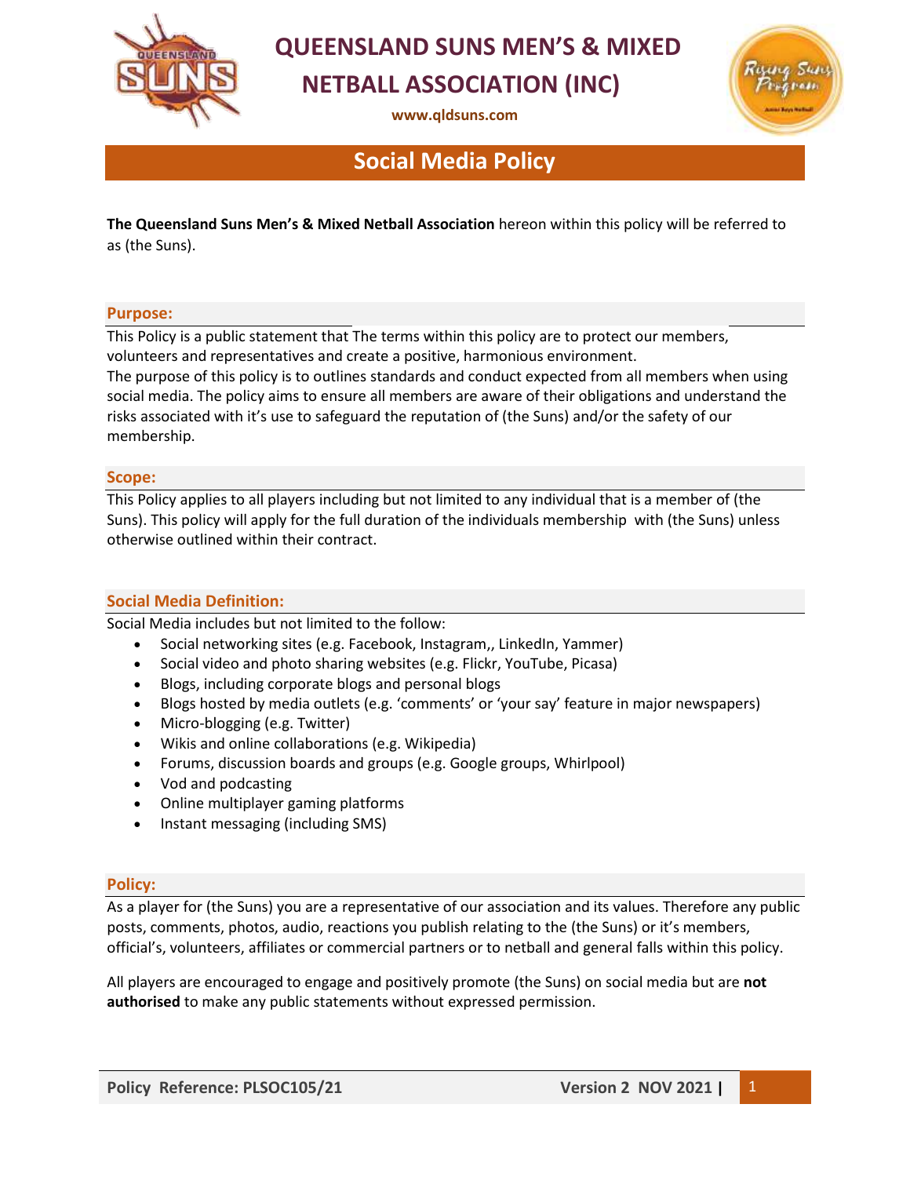# QUEENSLAND SUNS MEN'S & MIXED NETBALL ASSOCIATION (INC)

www.qldsuns.com

## Social Media Policy

**The Queensland Suns Men's & Mixed Netball Association** hereon within this policy will be referred to as (the Suns).

### Purpose:

This Policy is a public statement that The terms within this policy are to protect our members, volunteers and representatives and create a positive, harmonious environment.
The purpose of this policy is to outlines standards and conduct expected from all members when using social media. The policy aims to ensure all members are aware of their obligations and understand the risks associated with it's use to safeguard the reputation of (the Suns) and/or the safety of our membership.

### Scope:

This Policy applies to all players including but not limited to any individual that is a member of (the Suns). This policy will apply for the full duration of the individuals membership with (the Suns) unless otherwise outlined within their contract.

### Social Media Definition:

Social Media includes but not limited to the follow:

- Social networking sites (e.g. Facebook, Instagram,, LinkedIn, Yammer)
- Social video and photo sharing websites (e.g. Flickr, YouTube, Picasa)
- Blogs, including corporate blogs and personal blogs
- Blogs hosted by media outlets (e.g. 'comments' or 'your say' feature in major newspapers)
- Micro-blogging (e.g. Twitter)
- Wikis and online collaborations (e.g. Wikipedia)
- Forums, discussion boards and groups (e.g. Google groups, Whirlpool)
- Vod and podcasting
- Online multiplayer gaming platforms
- Instant messaging (including SMS)

### Policy:

As a player for (the Suns) you are a representative of our association and its values. Therefore any public posts, comments, photos, audio, reactions you publish relating to the (the Suns) or it's members, official's, volunteers, affiliates or commercial partners or to netball and general falls within this policy.

All players are encouraged to engage and positively promote (the Suns) on social media but are **not authorised** to make any public statements without expressed permission.

**Policy Reference: PLSOC105/21** **Version 2 NOV 2021**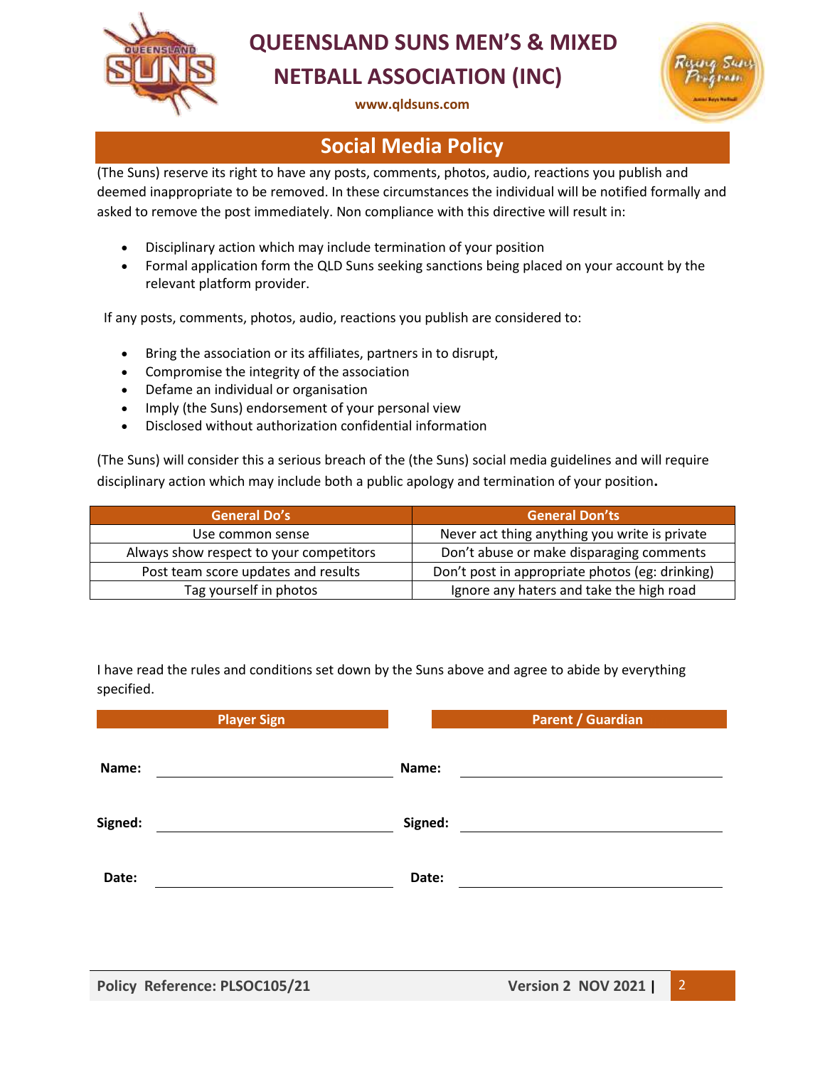# QUEENSLAND SUNS MEN'S & MIXED NETBALL ASSOCIATION (INC)

**www.qldsuns.com**

## Social Media Policy

(The Suns) reserve its right to have any posts, comments, photos, audio, reactions you publish and deemed inappropriate to be removed. In these circumstances the individual will be notified formally and asked to remove the post immediately. Non compliance with this directive will result in:

- Disciplinary action which may include termination of your position
- Formal application form the QLD Suns seeking sanctions being placed on your account by the relevant platform provider.

If any posts, comments, photos, audio, reactions you publish are considered to:

- Bring the association or its affiliates, partners in to disrupt,
- Compromise the integrity of the association
- Defame an individual or organisation
- Imply (the Suns) endorsement of your personal view
- Disclosed without authorization confidential information

(The Suns) will consider this a serious breach of the (the Suns) social media guidelines and will require disciplinary action which may include both a public apology and termination of your position**.**

| General Do's | General Don'ts |
| --- | --- |
| Use common sense | Never act thing anything you write is private |
| Always show respect to your competitors | Don't abuse or make disparaging comments |
| Post team score updates and results | Don't post in appropriate photos (eg: drinking) |
| Tag yourself in photos | Ignore any haters and take the high road |

I have read the rules and conditions set down by the Suns above and agree to abide by everything specified.

| Player Sign | | Parent / Guardian | |
| --- | --- | --- | --- |
| **Name:** | ____________________ | **Name:** | ____________________ |
| **Signed:** | ____________________ | **Signed:** | ____________________ |
| **Date:** | ____________________ | **Date:** | ____________________ |

**Policy Reference: PLSOC105/21** **Version 2 NOV 2021**